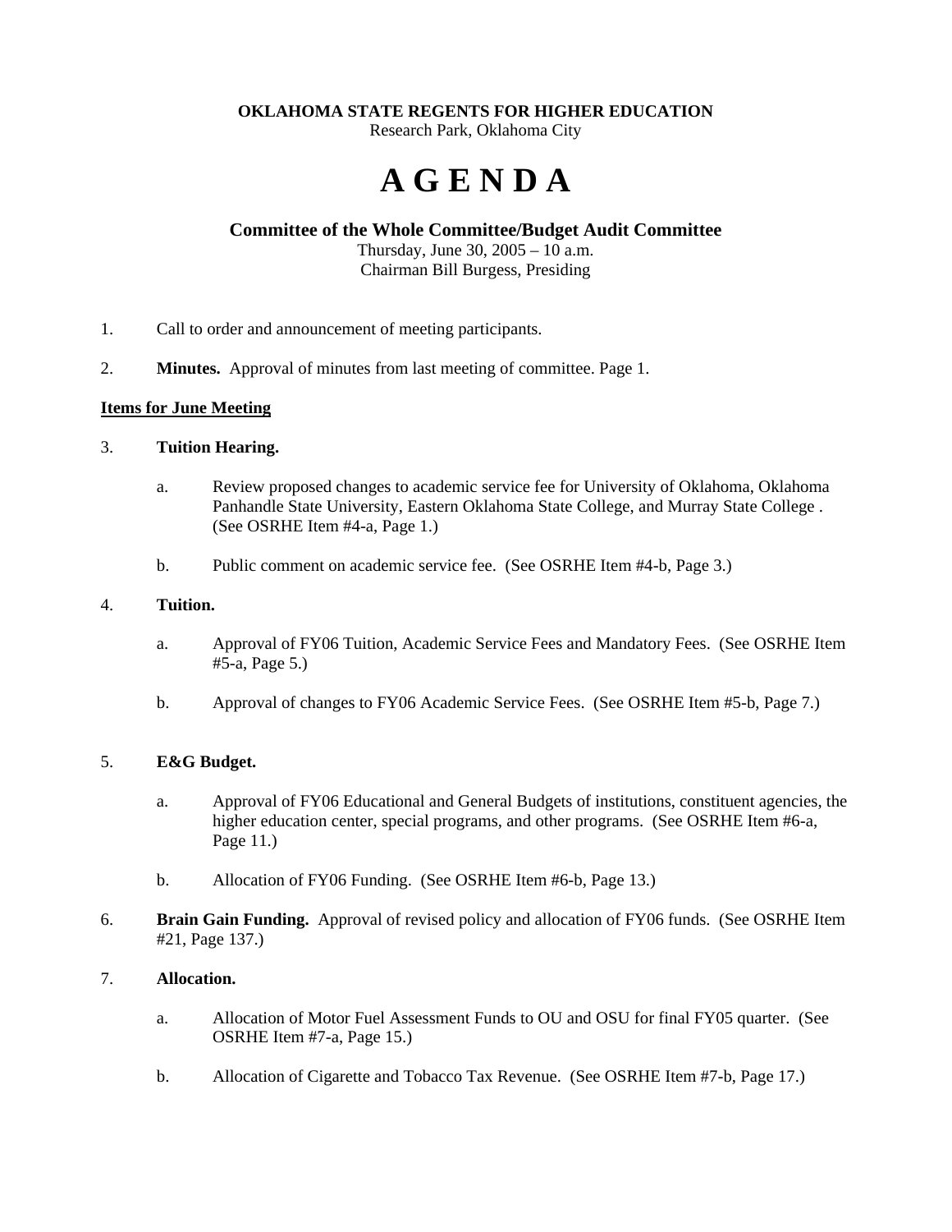**OKLAHOMA STATE REGENTS FOR HIGHER EDUCATION**
Research Park, Oklahoma City

# A G E N D A

**Committee of the Whole Committee/Budget Audit Committee**
Thursday, June 30, 2005 – 10 a.m.
Chairman Bill Burgess, Presiding

1. Call to order and announcement of meeting participants.

2. **Minutes.** Approval of minutes from last meeting of committee. Page 1.

**Items for June Meeting**

3. **Tuition Hearing.**

   a. Review proposed changes to academic service fee for University of Oklahoma, Oklahoma Panhandle State University, Eastern Oklahoma State College, and Murray State College . (See OSRHE Item #4-a, Page 1.)

   b. Public comment on academic service fee. (See OSRHE Item #4-b, Page 3.)

4. **Tuition.**

   a. Approval of FY06 Tuition, Academic Service Fees and Mandatory Fees. (See OSRHE Item #5-a, Page 5.)

   b. Approval of changes to FY06 Academic Service Fees. (See OSRHE Item #5-b, Page 7.)

5. **E&G Budget.**

   a. Approval of FY06 Educational and General Budgets of institutions, constituent agencies, the higher education center, special programs, and other programs. (See OSRHE Item #6-a, Page 11.)

   b. Allocation of FY06 Funding. (See OSRHE Item #6-b, Page 13.)

6. **Brain Gain Funding.** Approval of revised policy and allocation of FY06 funds. (See OSRHE Item #21, Page 137.)

7. **Allocation.**

   a. Allocation of Motor Fuel Assessment Funds to OU and OSU for final FY05 quarter. (See OSRHE Item #7-a, Page 15.)

   b. Allocation of Cigarette and Tobacco Tax Revenue. (See OSRHE Item #7-b, Page 17.)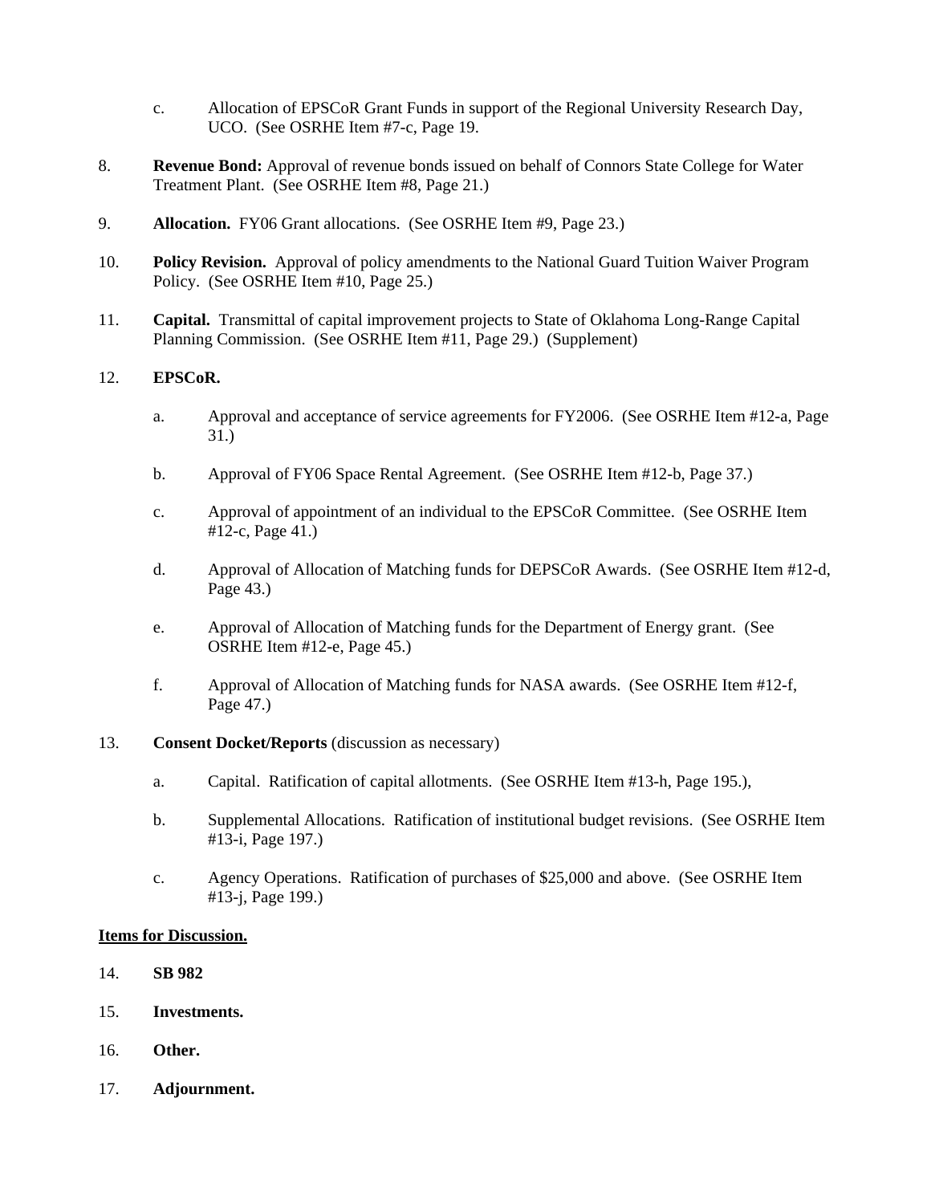c. Allocation of EPSCoR Grant Funds in support of the Regional University Research Day, UCO. (See OSRHE Item #7-c, Page 19.

8. **Revenue Bond:** Approval of revenue bonds issued on behalf of Connors State College for Water Treatment Plant. (See OSRHE Item #8, Page 21.)

9. **Allocation.** FY06 Grant allocations. (See OSRHE Item #9, Page 23.)

10. **Policy Revision.** Approval of policy amendments to the National Guard Tuition Waiver Program Policy. (See OSRHE Item #10, Page 25.)

11. **Capital.** Transmittal of capital improvement projects to State of Oklahoma Long-Range Capital Planning Commission. (See OSRHE Item #11, Page 29.) (Supplement)

12. **EPSCoR.**

    a. Approval and acceptance of service agreements for FY2006. (See OSRHE Item #12-a, Page 31.)

    b. Approval of FY06 Space Rental Agreement. (See OSRHE Item #12-b, Page 37.)

    c. Approval of appointment of an individual to the EPSCoR Committee. (See OSRHE Item #12-c, Page 41.)

    d. Approval of Allocation of Matching funds for DEPSCoR Awards. (See OSRHE Item #12-d, Page 43.)

    e. Approval of Allocation of Matching funds for the Department of Energy grant. (See OSRHE Item #12-e, Page 45.)

    f. Approval of Allocation of Matching funds for NASA awards. (See OSRHE Item #12-f, Page 47.)

13. **Consent Docket/Reports** (discussion as necessary)

    a. Capital. Ratification of capital allotments. (See OSRHE Item #13-h, Page 195.),

    b. Supplemental Allocations. Ratification of institutional budget revisions. (See OSRHE Item #13-i, Page 197.)

    c. Agency Operations. Ratification of purchases of $25,000 and above. (See OSRHE Item #13-j, Page 199.)

**Items for Discussion.**

14. **SB 982**

15. **Investments.**

16. **Other.**

17. **Adjournment.**